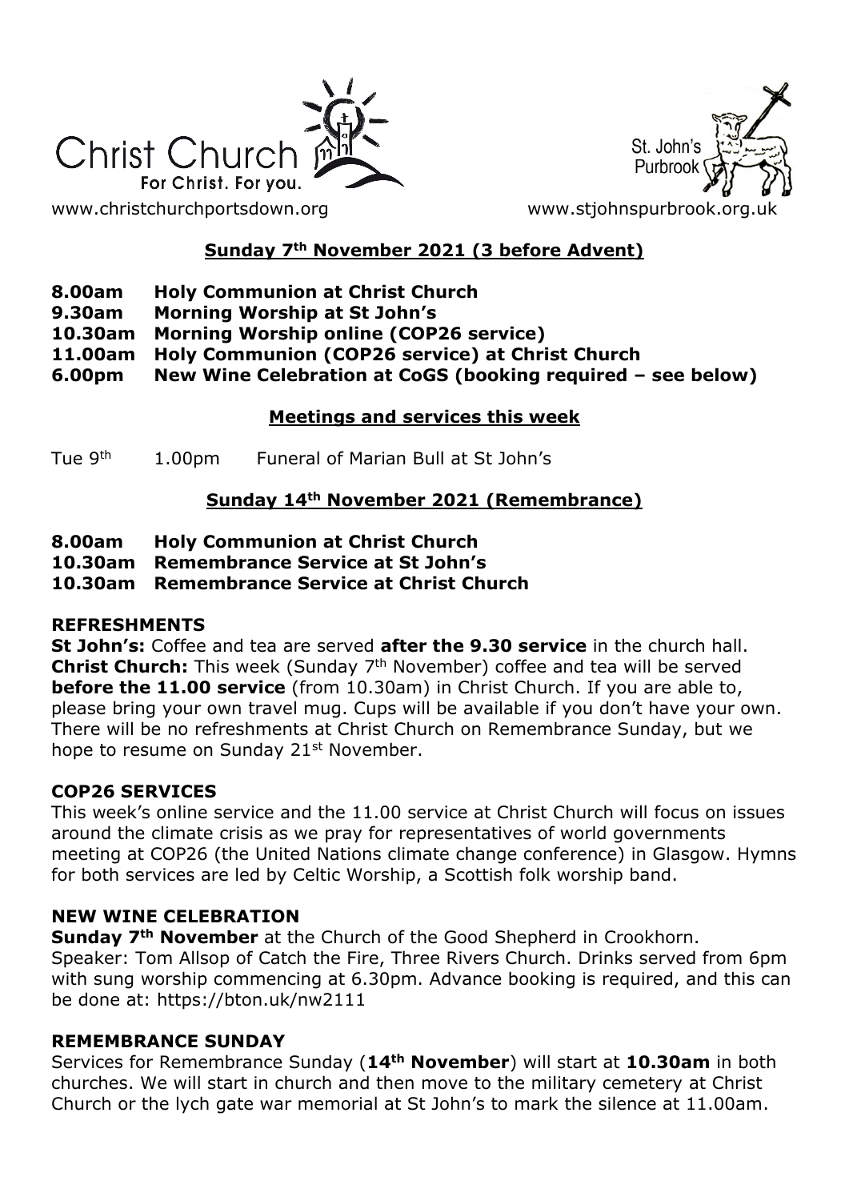Christ Church
For Christ. For you.

www.christchurchportsdown.org

St. John's Purbrook

www.stjohnspurbrook.org.uk

## Sunday 7th November 2021 (3 before Advent)

**8.00am Holy Communion at Christ Church**
**9.30am Morning Worship at St John's**
**10.30am Morning Worship online (COP26 service)**
**11.00am Holy Communion (COP26 service) at Christ Church**
**6.00pm New Wine Celebration at CoGS (booking required – see below)**

## Meetings and services this week

Tue 9th 1.00pm Funeral of Marian Bull at St John's

## Sunday 14th November 2021 (Remembrance)

**8.00am Holy Communion at Christ Church**
**10.30am Remembrance Service at St John's**
**10.30am Remembrance Service at Christ Church**

### REFRESHMENTS

**St John's:** Coffee and tea are served **after the 9.30 service** in the church hall. **Christ Church:** This week (Sunday 7th November) coffee and tea will be served **before the 11.00 service** (from 10.30am) in Christ Church. If you are able to, please bring your own travel mug. Cups will be available if you don't have your own. There will be no refreshments at Christ Church on Remembrance Sunday, but we hope to resume on Sunday 21st November.

### COP26 SERVICES

This week's online service and the 11.00 service at Christ Church will focus on issues around the climate crisis as we pray for representatives of world governments meeting at COP26 (the United Nations climate change conference) in Glasgow. Hymns for both services are led by Celtic Worship, a Scottish folk worship band.

### NEW WINE CELEBRATION

**Sunday 7th November** at the Church of the Good Shepherd in Crookhorn. Speaker: Tom Allsop of Catch the Fire, Three Rivers Church. Drinks served from 6pm with sung worship commencing at 6.30pm. Advance booking is required, and this can be done at: https://bton.uk/nw2111

### REMEMBRANCE SUNDAY

Services for Remembrance Sunday (**14th November**) will start at **10.30am** in both churches. We will start in church and then move to the military cemetery at Christ Church or the lych gate war memorial at St John's to mark the silence at 11.00am.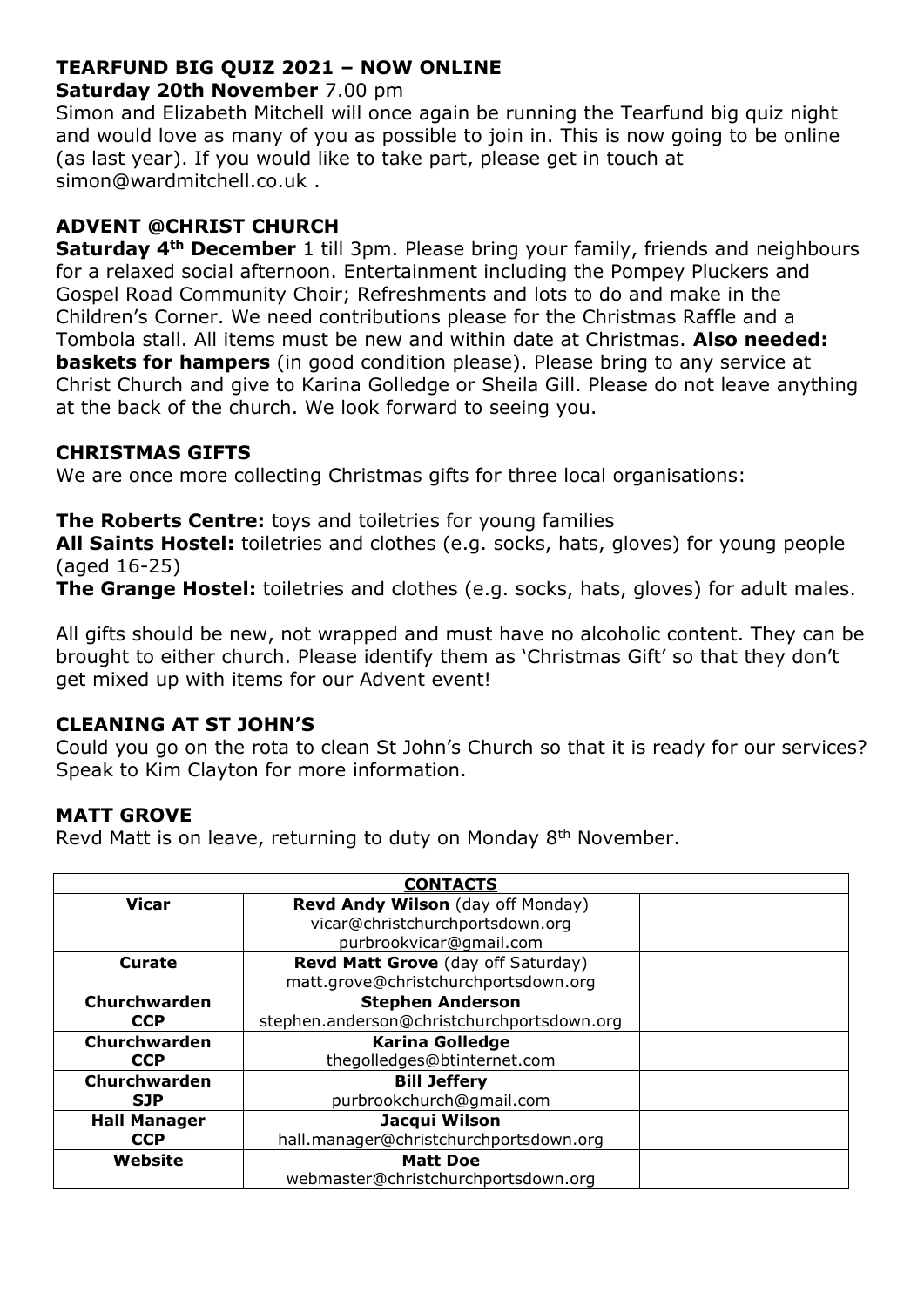## TEARFUND BIG QUIZ 2021 – NOW ONLINE

**Saturday 20th November** 7.00 pm

Simon and Elizabeth Mitchell will once again be running the Tearfund big quiz night and would love as many of you as possible to join in. This is now going to be online (as last year). If you would like to take part, please get in touch at simon@wardmitchell.co.uk .

## ADVENT @CHRIST CHURCH

**Saturday 4th December** 1 till 3pm. Please bring your family, friends and neighbours for a relaxed social afternoon. Entertainment including the Pompey Pluckers and Gospel Road Community Choir; Refreshments and lots to do and make in the Children's Corner. We need contributions please for the Christmas Raffle and a Tombola stall. All items must be new and within date at Christmas. **Also needed: baskets for hampers** (in good condition please). Please bring to any service at Christ Church and give to Karina Golledge or Sheila Gill. Please do not leave anything at the back of the church. We look forward to seeing you.

## CHRISTMAS GIFTS

We are once more collecting Christmas gifts for three local organisations:

**The Roberts Centre:** toys and toiletries for young families
**All Saints Hostel:** toiletries and clothes (e.g. socks, hats, gloves) for young people (aged 16-25)
**The Grange Hostel:** toiletries and clothes (e.g. socks, hats, gloves) for adult males.

All gifts should be new, not wrapped and must have no alcoholic content. They can be brought to either church. Please identify them as 'Christmas Gift' so that they don't get mixed up with items for our Advent event!

## CLEANING AT ST JOHN'S

Could you go on the rota to clean St John's Church so that it is ready for our services? Speak to Kim Clayton for more information.

## MATT GROVE

Revd Matt is on leave, returning to duty on Monday 8th November.

| **CONTACTS** | | |
|---|---|---|
| **Vicar** | **Revd Andy Wilson** (day off Monday)<br>vicar@christchurchportsdown.org<br>purbrookvicar@gmail.com | |
| **Curate** | **Revd Matt Grove** (day off Saturday)<br>matt.grove@christchurchportsdown.org | |
| **Churchwarden CCP** | **Stephen Anderson**<br>stephen.anderson@christchurchportsdown.org | |
| **Churchwarden CCP** | **Karina Golledge**<br>thegolledges@btinternet.com | |
| **Churchwarden SJP** | **Bill Jeffery**<br>purbrookchurch@gmail.com | |
| **Hall Manager CCP** | **Jacqui Wilson**<br>hall.manager@christchurchportsdown.org | |
| **Website** | **Matt Doe**<br>webmaster@christchurchportsdown.org | |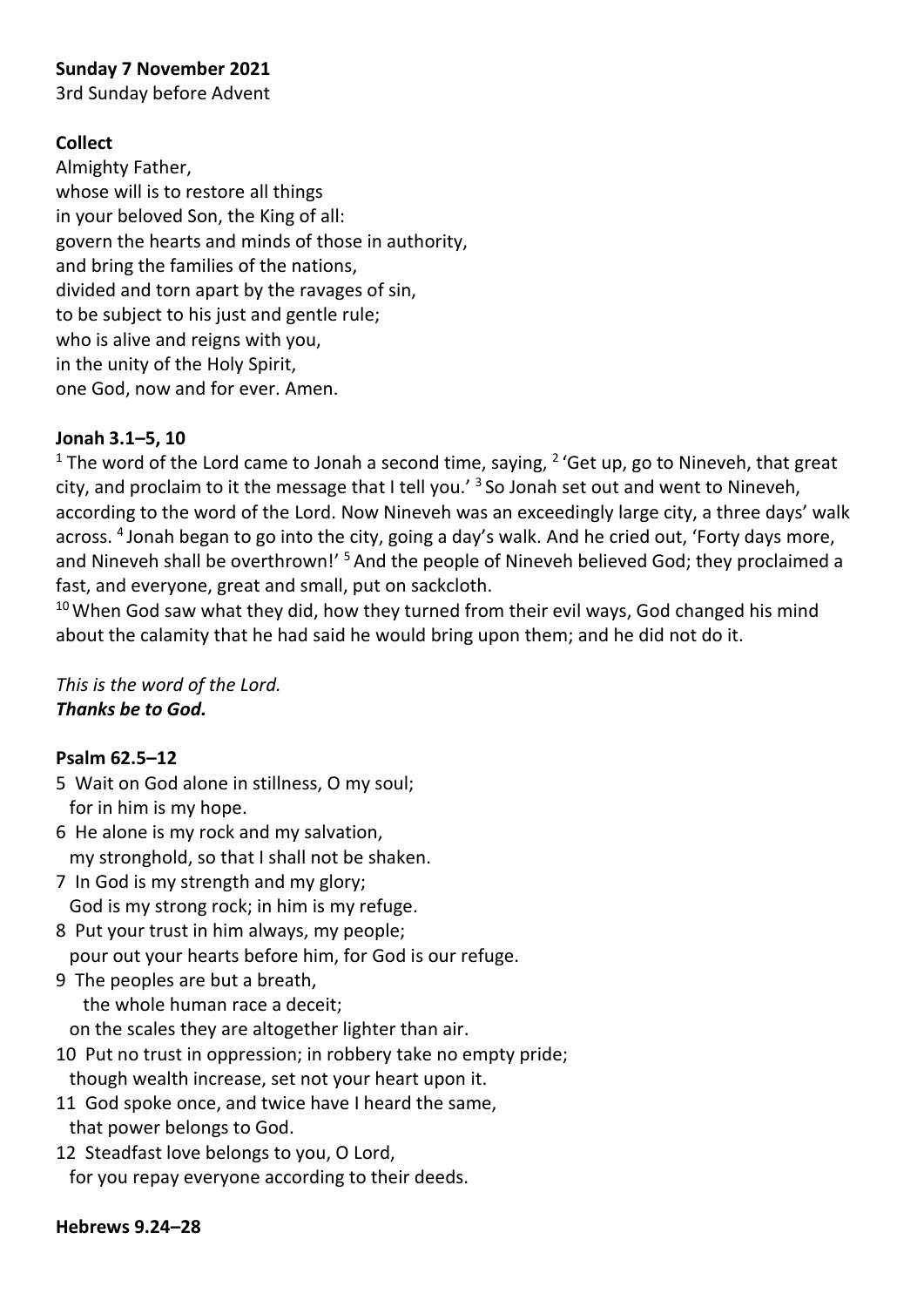**Sunday 7 November 2021**
3rd Sunday before Advent

**Collect**
Almighty Father,
whose will is to restore all things
in your beloved Son, the King of all:
govern the hearts and minds of those in authority,
and bring the families of the nations,
divided and torn apart by the ravages of sin,
to be subject to his just and gentle rule;
who is alive and reigns with you,
in the unity of the Holy Spirit,
one God, now and for ever. Amen.

**Jonah 3.1–5, 10**
[1] The word of the Lord came to Jonah a second time, saying, [2] 'Get up, go to Nineveh, that great city, and proclaim to it the message that I tell you.' [3] So Jonah set out and went to Nineveh, according to the word of the Lord. Now Nineveh was an exceedingly large city, a three days' walk across. [4] Jonah began to go into the city, going a day's walk. And he cried out, 'Forty days more, and Nineveh shall be overthrown!' [5] And the people of Nineveh believed God; they proclaimed a fast, and everyone, great and small, put on sackcloth.
[10] When God saw what they did, how they turned from their evil ways, God changed his mind about the calamity that he had said he would bring upon them; and he did not do it.

*This is the word of the Lord.*
***Thanks be to God.***

**Psalm 62.5–12**
5 Wait on God alone in stillness, O my soul;
for in him is my hope.
6 He alone is my rock and my salvation,
my stronghold, so that I shall not be shaken.
7 In God is my strength and my glory;
God is my strong rock; in him is my refuge.
8 Put your trust in him always, my people;
pour out your hearts before him, for God is our refuge.
9 The peoples are but a breath,
the whole human race a deceit;
on the scales they are altogether lighter than air.
10 Put no trust in oppression; in robbery take no empty pride;
though wealth increase, set not your heart upon it.
11 God spoke once, and twice have I heard the same,
that power belongs to God.
12 Steadfast love belongs to you, O Lord,
for you repay everyone according to their deeds.

**Hebrews 9.24–28**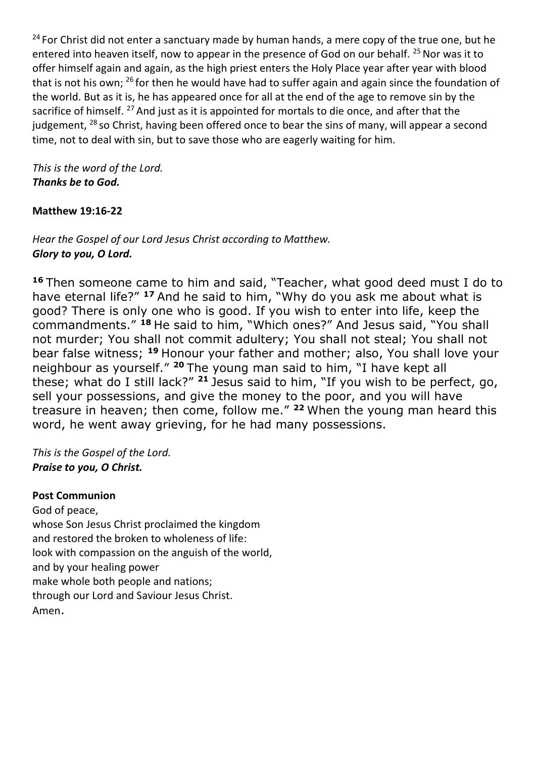[24] For Christ did not enter a sanctuary made by human hands, a mere copy of the true one, but he entered into heaven itself, now to appear in the presence of God on our behalf. [25] Nor was it to offer himself again and again, as the high priest enters the Holy Place year after year with blood that is not his own; [26] for then he would have had to suffer again and again since the foundation of the world. But as it is, he has appeared once for all at the end of the age to remove sin by the sacrifice of himself. [27] And just as it is appointed for mortals to die once, and after that the judgement, [28] so Christ, having been offered once to bear the sins of many, will appear a second time, not to deal with sin, but to save those who are eagerly waiting for him.

*This is the word of the Lord.*
***Thanks be to God.***

**Matthew 19:16-22**

*Hear the Gospel of our Lord Jesus Christ according to Matthew.*
***Glory to you, O Lord.***

**16** Then someone came to him and said, "Teacher, what good deed must I do to have eternal life?" **17** And he said to him, "Why do you ask me about what is good? There is only one who is good. If you wish to enter into life, keep the commandments." **18** He said to him, "Which ones?" And Jesus said, "You shall not murder; You shall not commit adultery; You shall not steal; You shall not bear false witness; **19** Honour your father and mother; also, You shall love your neighbour as yourself." **20** The young man said to him, "I have kept all these; what do I still lack?" **21** Jesus said to him, "If you wish to be perfect, go, sell your possessions, and give the money to the poor, and you will have treasure in heaven; then come, follow me." **22** When the young man heard this word, he went away grieving, for he had many possessions.

*This is the Gospel of the Lord.*
***Praise to you, O Christ.***

**Post Communion**

God of peace,
whose Son Jesus Christ proclaimed the kingdom
and restored the broken to wholeness of life:
look with compassion on the anguish of the world,
and by your healing power
make whole both people and nations;
through our Lord and Saviour Jesus Christ.
Amen.